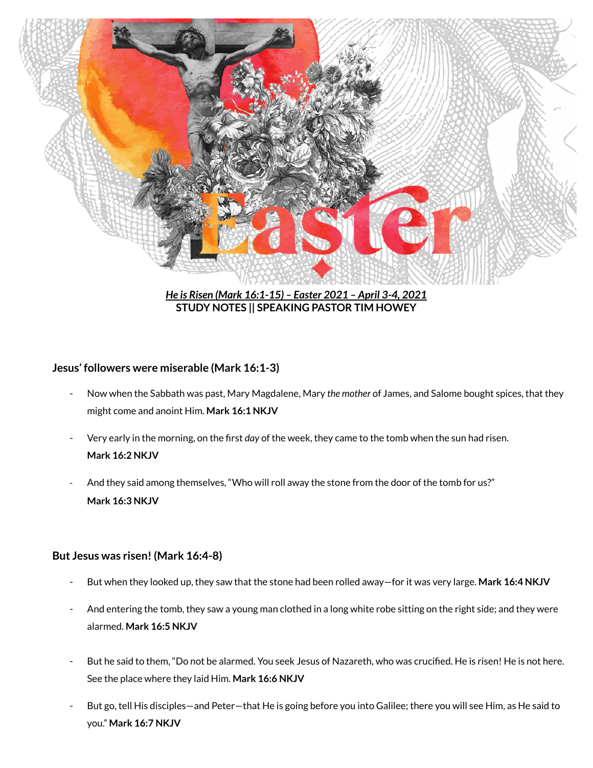*He is Risen (Mark 16:1-15) – Easter 2021 – April 3-4, 2021*
**STUDY NOTES || SPEAKING PASTOR TIM HOWEY**

### Jesus' followers were miserable (Mark 16:1-3)

- Now when the Sabbath was past, Mary Magdalene, Mary *the mother* of James, and Salome bought spices, that they might come and anoint Him. **Mark 16:1 NKJV**

- Very early in the morning, on the first *day* of the week, they came to the tomb when the sun had risen. **Mark 16:2 NKJV**

- And they said among themselves, "Who will roll away the stone from the door of the tomb for us?" **Mark 16:3 NKJV**

### But Jesus was risen! (Mark 16:4-8)

- But when they looked up, they saw that the stone had been rolled away—for it was very large. **Mark 16:4 NKJV**

- And entering the tomb, they saw a young man clothed in a long white robe sitting on the right side; and they were alarmed. **Mark 16:5 NKJV**

- But he said to them, "Do not be alarmed. You seek Jesus of Nazareth, who was crucified. He is risen! He is not here. See the place where they laid Him. **Mark 16:6 NKJV**

- But go, tell His disciples—and Peter—that He is going before you into Galilee; there you will see Him, as He said to you." **Mark 16:7 NKJV**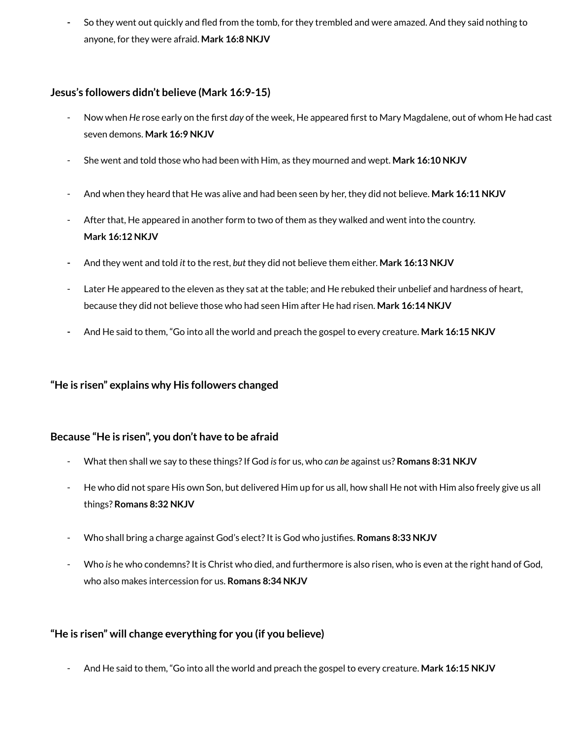- So they went out quickly and fled from the tomb, for they trembled and were amazed. And they said nothing to anyone, for they were afraid. **Mark 16:8 NKJV**

### Jesus's followers didn't believe (Mark 16:9-15)

- Now when *He* rose early on the first *day* of the week, He appeared first to Mary Magdalene, out of whom He had cast seven demons. **Mark 16:9 NKJV**
- She went and told those who had been with Him, as they mourned and wept. **Mark 16:10 NKJV**
- And when they heard that He was alive and had been seen by her, they did not believe. **Mark 16:11 NKJV**
- After that, He appeared in another form to two of them as they walked and went into the country. **Mark 16:12 NKJV**
- And they went and told *it* to the rest, *but* they did not believe them either. **Mark 16:13 NKJV**
- Later He appeared to the eleven as they sat at the table; and He rebuked their unbelief and hardness of heart, because they did not believe those who had seen Him after He had risen. **Mark 16:14 NKJV**
- And He said to them, "Go into all the world and preach the gospel to every creature. **Mark 16:15 NKJV**

### "He is risen" explains why His followers changed

### Because "He is risen", you don't have to be afraid

- What then shall we say to these things? If God *is* for us, who *can be* against us? **Romans 8:31 NKJV**
- He who did not spare His own Son, but delivered Him up for us all, how shall He not with Him also freely give us all things? **Romans 8:32 NKJV**
- Who shall bring a charge against God's elect? It is God who justifies. **Romans 8:33 NKJV**
- Who *is* he who condemns? It is Christ who died, and furthermore is also risen, who is even at the right hand of God, who also makes intercession for us. **Romans 8:34 NKJV**

### "He is risen" will change everything for you (if you believe)

- And He said to them, "Go into all the world and preach the gospel to every creature. **Mark 16:15 NKJV**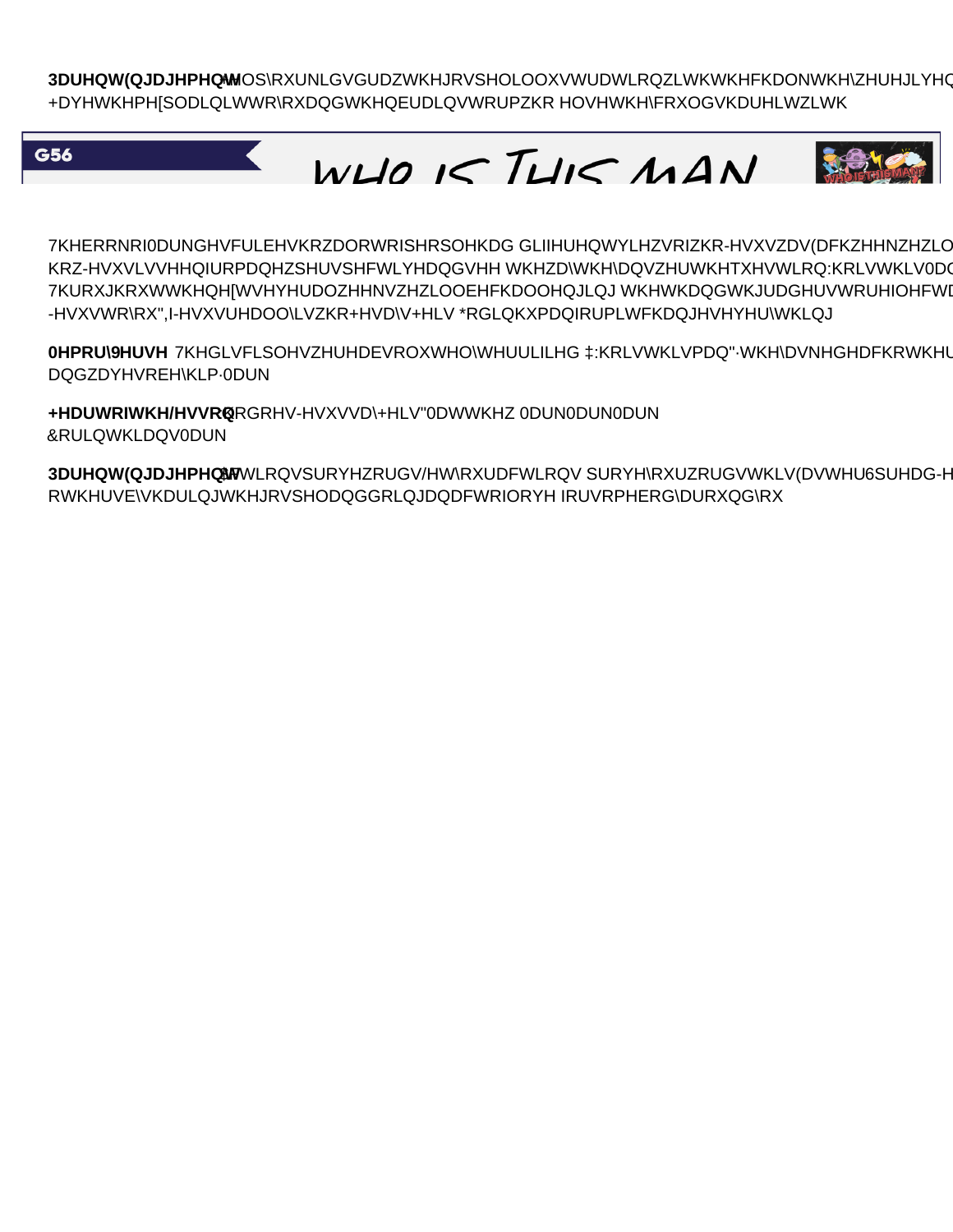**3DUHQW(QJDJHPHQW** AWOS\RXUNLGVGUDZWKHJRVSHOLOOXVWUDWLRQZLWKWKHFKDONWKH\ZHUHJLYHQ
+DYHWKHPH[SODLQLWWR\RXDQGWKHQEUDLQVWRUPZKR HOVHWKH\FRXOGVKDUHLWZLWK

G56

WHO IS THIS MAN

7KHERRNRI0DUNKDVGHVFULEHVKRZDORWRISHRSOHKDG GLIIHUHQWYLHZVRIZKR-HVXVZDV(DFKZHHNZHZLO
KRZ-HVXVLVVHHQIURPDQHZSHUVSHFWLYHDQGVHH WKHZD\WKH\DQVZHUWKHTXHVWLRQ:KRLVWKLV0DQ
7KURXJKRXWWKHQH[WVHYHUDOZHHNVZHZLOOEHFKDOOHQJLQJ WKHWKDQGWKJUDGHUVWRUHIOHFWD
-HVXVWR\RX",I-HVXVUHDOO\LVZKR+HVD\V+HLV *RGLQKXPDQIRUPLWFKDQJHVHYHU\WKLQJ

**0HPRU\9HUVH** 7KHGLVFLSOHVZHUHDEVROXWHO\WHUULILHG ‡:KRLVWKLVPDQ"·WKH\DVNHGHDFKRWKHU
DQGZDYHVREH\KLP·0DUN

**+HDUWRIWKH/HVVRQ** RGRHV-HVXVVD\+HLV"0DWWKHZ 0DUN0DUN0DUN
&RULQWKLDQV0DUN

**3DUHQW(QJDJHPHQW** $FWLRQVSURYHZRUGV/HW\RXUDFWLRQV SURYH\RXUZRUGVWKLV(DVWHU6SUHDG-H
RWKHUVE\VKDULQJWKHJRVSHODQGGRLQJDQDFWRIORYH IRUVRPHERG\DURXQG\RX